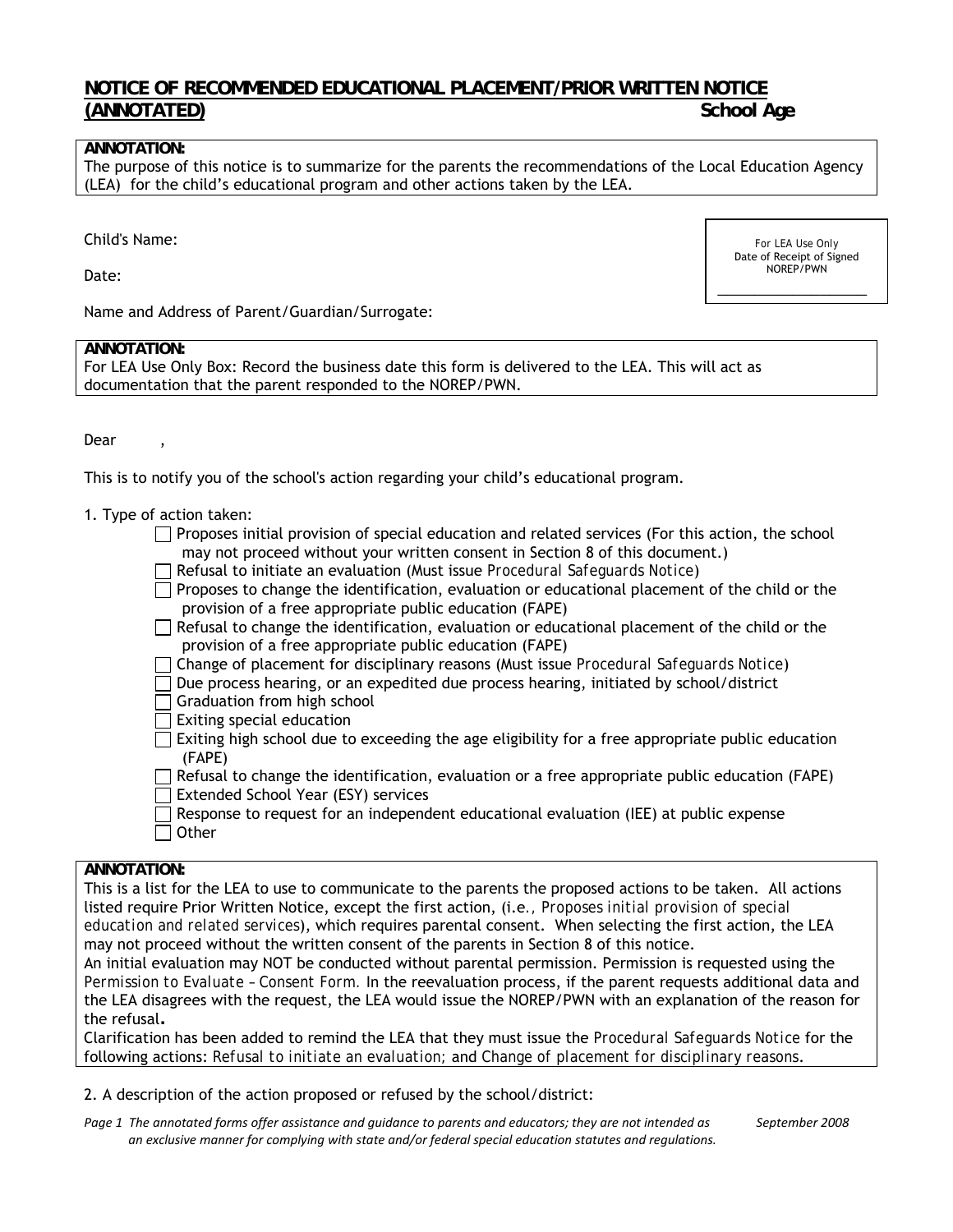# NOTICE OF RECOMMENDED EDUCATIONAL PLACEMENT/PRIOR WRITTEN NOTICE (ANNOTATED)

**School Age**

> **ANNOTATION:**
> The purpose of this notice is to summarize for the parents the recommendations of the Local Education Agency (LEA) for the child's educational program and other actions taken by the LEA.

Child's Name:

Date:

Name and Address of Parent/Guardian/Surrogate:

*For LEA Use Only*
Date of Receipt of Signed NOREP/PWN

\_\_\_\_\_\_\_\_\_\_\_\_\_\_\_\_\_\_\_\_

> **ANNOTATION:**
> For LEA Use Only Box: Record the business date this form is delivered to the LEA. This will act as documentation that the parent responded to the NOREP/PWN.

Dear ,

This is to notify you of the school's action regarding your child's educational program.

1. Type of action taken:

- ☐ Proposes initial provision of special education and related services (For this action, the school may not proceed without your written consent in Section 8 of this document.)
- ☐ Refusal to initiate an evaluation (Must issue *Procedural Safeguards Notice*)
- ☐ Proposes to change the identification, evaluation or educational placement of the child or the provision of a free appropriate public education (FAPE)
- ☐ Refusal to change the identification, evaluation or educational placement of the child or the provision of a free appropriate public education (FAPE)
- ☐ Change of placement for disciplinary reasons (Must issue *Procedural Safeguards Notice*)
- ☐ Due process hearing, or an expedited due process hearing, initiated by school/district
- ☐ Graduation from high school
- ☐ Exiting special education
- ☐ Exiting high school due to exceeding the age eligibility for a free appropriate public education (FAPE)
- ☐ Refusal to change the identification, evaluation or a free appropriate public education (FAPE)
- ☐ Extended School Year (ESY) services
- ☐ Response to request for an independent educational evaluation (IEE) at public expense
- ☐ Other

> **ANNOTATION:**
> This is a list for the LEA to use to communicate to the parents the proposed actions to be taken. All actions listed require Prior Written Notice, except the first action, (i.e*., Proposes initial provision of special education and related services*), which requires parental consent. When selecting the first action, the LEA may not proceed without the written consent of the parents in Section 8 of this notice.
> An initial evaluation may NOT be conducted without parental permission. Permission is requested using the *Permission to Evaluate – Consent Form.* In the reevaluation process, if the parent requests additional data and the LEA disagrees with the request, the LEA would issue the NOREP/PWN with an explanation of the reason for the refusal**.**
> Clarification has been added to remind the LEA that they must issue the *Procedural Safeguards Notice* for the following actions: *Refusal to initiate an evaluation;* and *Change of placement for disciplinary reasons*.

2. A description of the action proposed or refused by the school/district:

*Page 1 The annotated forms offer assistance and guidance to parents and educators; they are not intended as an exclusive manner for complying with state and/or federal special education statutes and regulations.* *September 2008*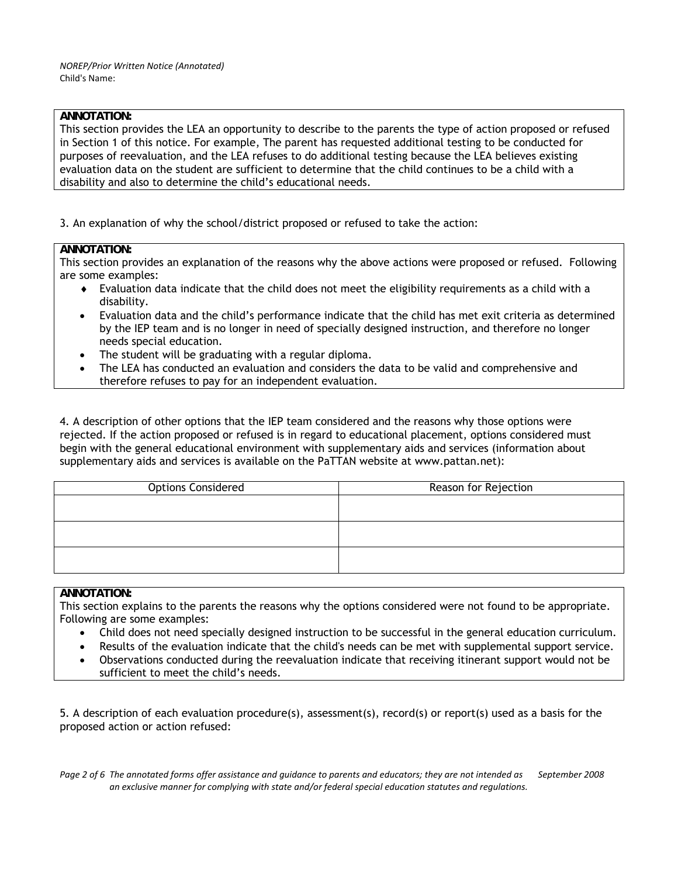**ANNOTATION:**
This section provides the LEA an opportunity to describe to the parents the type of action proposed or refused in Section 1 of this notice. For example, The parent has requested additional testing to be conducted for purposes of reevaluation, and the LEA refuses to do additional testing because the LEA believes existing evaluation data on the student are sufficient to determine that the child continues to be a child with a disability and also to determine the child's educational needs.

3. An explanation of why the school/district proposed or refused to take the action:

**ANNOTATION:**
This section provides an explanation of the reasons why the above actions were proposed or refused. Following are some examples:

- Evaluation data indicate that the child does not meet the eligibility requirements as a child with a disability.
- Evaluation data and the child's performance indicate that the child has met exit criteria as determined by the IEP team and is no longer in need of specially designed instruction, and therefore no longer needs special education.
- The student will be graduating with a regular diploma.
- The LEA has conducted an evaluation and considers the data to be valid and comprehensive and therefore refuses to pay for an independent evaluation.

4. A description of other options that the IEP team considered and the reasons why those options were rejected. If the action proposed or refused is in regard to educational placement, options considered must begin with the general educational environment with supplementary aids and services (information about supplementary aids and services is available on the PaTTAN website at www.pattan.net):

| Options Considered | Reason for Rejection |
|---|---|
| | |
| | |
| | |

**ANNOTATION:**
This section explains to the parents the reasons why the options considered were not found to be appropriate. Following are some examples:

- Child does not need specially designed instruction to be successful in the general education curriculum.
- Results of the evaluation indicate that the child's needs can be met with supplemental support service.
- Observations conducted during the reevaluation indicate that receiving itinerant support would not be sufficient to meet the child's needs.

5. A description of each evaluation procedure(s), assessment(s), record(s) or report(s) used as a basis for the proposed action or action refused: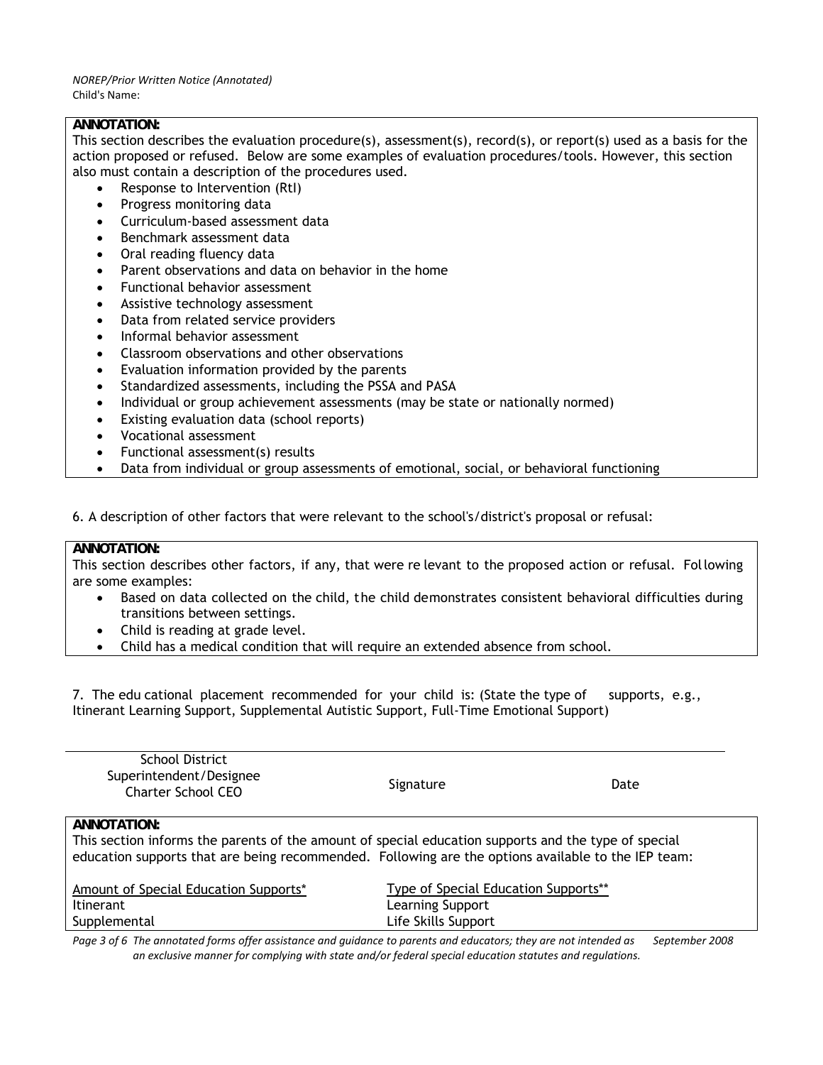**ANNOTATION:**
This section describes the evaluation procedure(s), assessment(s), record(s), or report(s) used as a basis for the action proposed or refused. Below are some examples of evaluation procedures/tools. However, this section also must contain a description of the procedures used.

- Response to Intervention (RtI)
- Progress monitoring data
- Curriculum-based assessment data
- Benchmark assessment data
- Oral reading fluency data
- Parent observations and data on behavior in the home
- Functional behavior assessment
- Assistive technology assessment
- Data from related service providers
- Informal behavior assessment
- Classroom observations and other observations
- Evaluation information provided by the parents
- Standardized assessments, including the PSSA and PASA
- Individual or group achievement assessments (may be state or nationally normed)
- Existing evaluation data (school reports)
- Vocational assessment
- Functional assessment(s) results
- Data from individual or group assessments of emotional, social, or behavioral functioning

6. A description of other factors that were relevant to the school's/district's proposal or refusal:

**ANNOTATION:**
This section describes other factors, if any, that were relevant to the proposed action or refusal. Following are some examples:

- Based on data collected on the child, the child demonstrates consistent behavioral difficulties during transitions between settings.
- Child is reading at grade level.
- Child has a medical condition that will require an extended absence from school.

7. The educational placement recommended for your child is: (State the type of supports, e.g., Itinerant Learning Support, Supplemental Autistic Support, Full-Time Emotional Support)

| School District Superintendent/Designee Charter School CEO | Signature | Date |
|---|---|---|

**ANNOTATION:**
This section informs the parents of the amount of special education supports and the type of special education supports that are being recommended. Following are the options available to the IEP team:

| Amount of Special Education Supports* | Type of Special Education Supports** |
|---|---|
| Itinerant | Learning Support |
| Supplemental | Life Skills Support |

*The annotated forms offer assistance and guidance to parents and educators; they are not intended as an exclusive manner for complying with state and/or federal special education statutes and regulations.*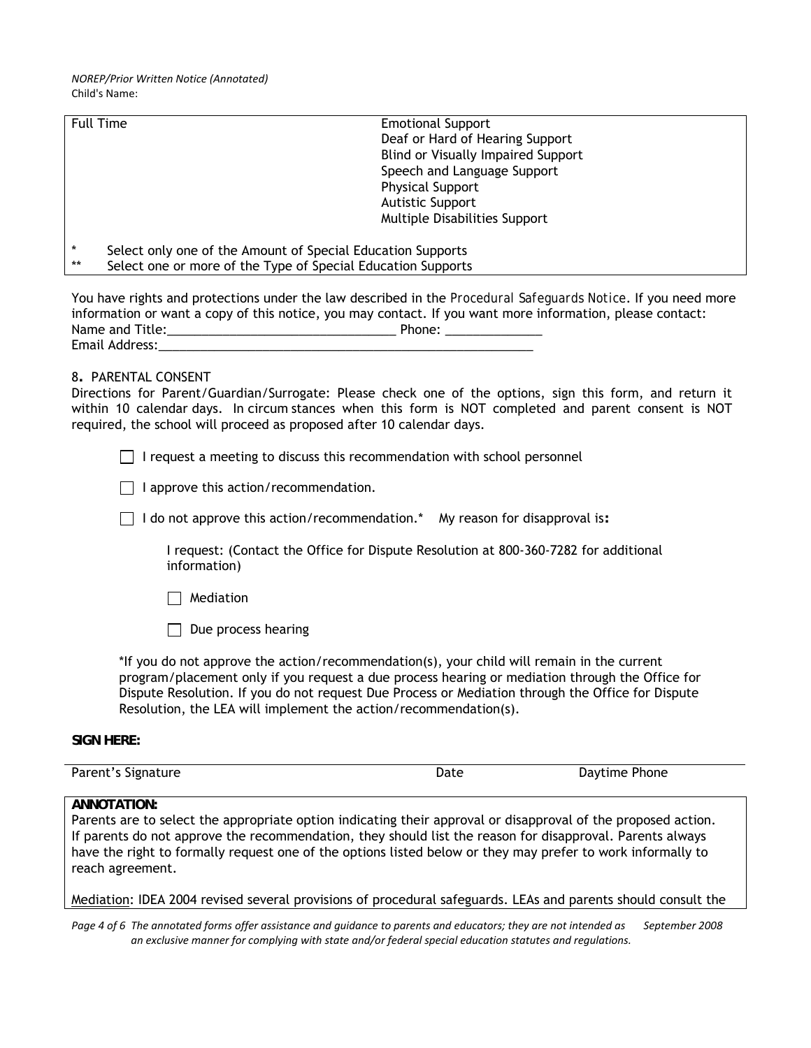| Full Time | Emotional Support<br>Deaf or Hard of Hearing Support<br>Blind or Visually Impaired Support<br>Speech and Language Support<br>Physical Support<br>Autistic Support<br>Multiple Disabilities Support |
|---|---|

\* Select only one of the Amount of Special Education Supports
\** Select one or more of the Type of Special Education Supports

You have rights and protections under the law described in the *Procedural Safeguards Notice*. If you need more information or want a copy of this notice, you may contact. If you want more information, please contact:
Name and Title:_________________________________ Phone: ______________
Email Address:________________________________________________________

## 8. PARENTAL CONSENT

Directions for Parent/Guardian/Surrogate: Please check one of the options, sign this form, and return it within 10 calendar days. In circum stances when this form is NOT completed and parent consent is NOT required, the school will proceed as proposed after 10 calendar days.

☐ I request a meeting to discuss this recommendation with school personnel

☐ I approve this action/recommendation.

☐ I do not approve this action/recommendation.* My reason for disapproval is**:**

I request: (Contact the Office for Dispute Resolution at 800-360-7282 for additional information)

☐ Mediation

☐ Due process hearing

*If you do not approve the action/recommendation(s), your child will remain in the current program/placement only if you request a due process hearing or mediation through the Office for Dispute Resolution. If you do not request Due Process or Mediation through the Office for Dispute Resolution, the LEA will implement the action/recommendation(s).

**SIGN HERE:**

| Parent's Signature | Date | Daytime Phone |
|---|---|---|

**ANNOTATION:**
Parents are to select the appropriate option indicating their approval or disapproval of the proposed action. If parents do not approve the recommendation, they should list the reason for disapproval. Parents always have the right to formally request one of the options listed below or they may prefer to work informally to reach agreement.

Mediation: IDEA 2004 revised several provisions of procedural safeguards. LEAs and parents should consult the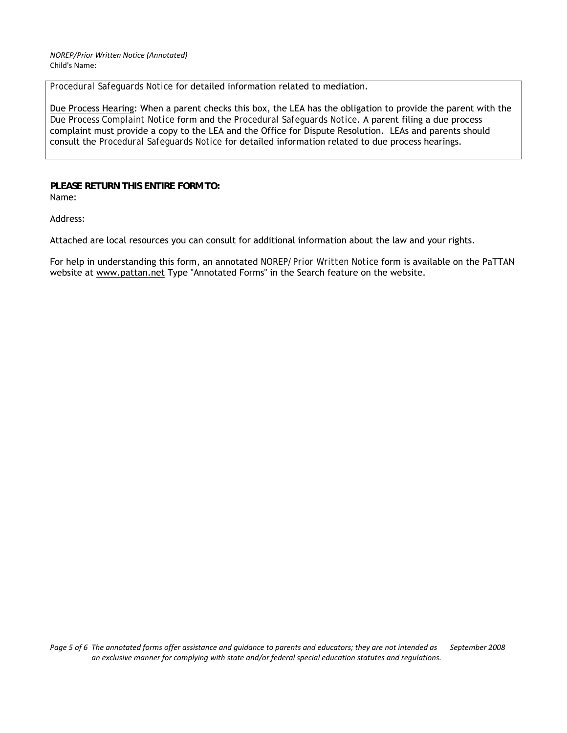*Procedural Safeguards Notice* for detailed information related to mediation.

Due Process Hearing: When a parent checks this box, the LEA has the obligation to provide the parent with the *Due Process Complaint Notice* form and the *Procedural Safeguards Notice*. A parent filing a due process complaint must provide a copy to the LEA and the Office for Dispute Resolution. LEAs and parents should consult the *Procedural Safeguards Notice* for detailed information related to due process hearings.

**PLEASE RETURN THIS ENTIRE FORM TO:**

Name:

Address:

Attached are local resources you can consult for additional information about the law and your rights.

For help in understanding this form, an annotated *NOREP/Prior Written Notice* form is available on the PaTTAN website at www.pattan.net Type "Annotated Forms" in the Search feature on the website.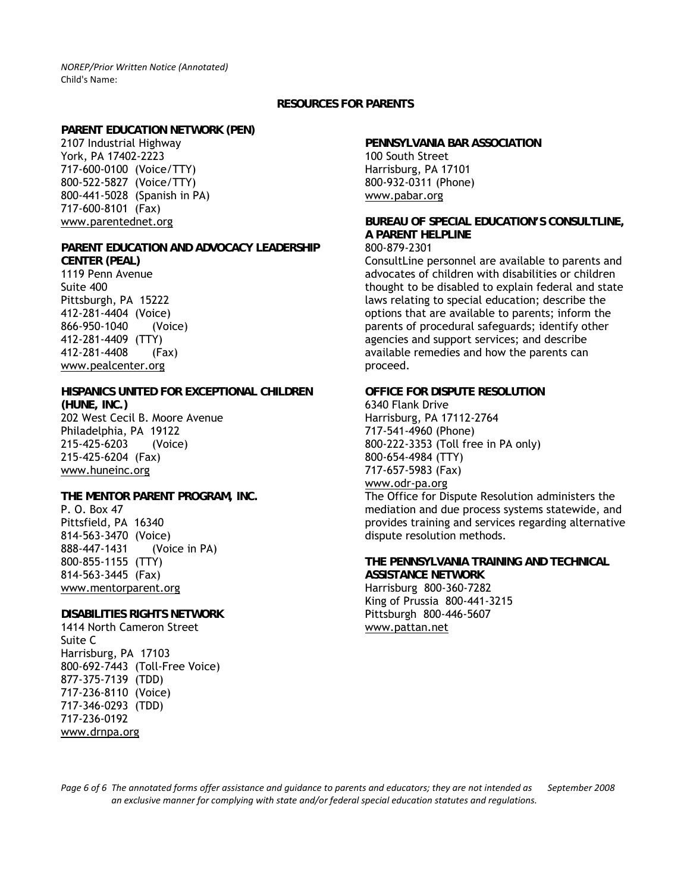## RESOURCES FOR PARENTS

**PARENT EDUCATION NETWORK (PEN)**
2107 Industrial Highway
York, PA 17402-2223
717-600-0100 (Voice/TTY)
800-522-5827 (Voice/TTY)
800-441-5028 (Spanish in PA)
717-600-8101 (Fax)
www.parentednet.org

**PARENT EDUCATION AND ADVOCACY LEADERSHIP CENTER (PEAL)**
1119 Penn Avenue
Suite 400
Pittsburgh, PA 15222
412-281-4404 (Voice)
866-950-1040 (Voice)
412-281-4409 (TTY)
412-281-4408 (Fax)
www.pealcenter.org

**HISPANICS UNITED FOR EXCEPTIONAL CHILDREN (HUNE, INC.)**
202 West Cecil B. Moore Avenue
Philadelphia, PA 19122
215-425-6203 (Voice)
215-425-6204 (Fax)
www.huneinc.org

**THE MENTOR PARENT PROGRAM, INC.**
P. O. Box 47
Pittsfield, PA 16340
814-563-3470 (Voice)
888-447-1431 (Voice in PA)
800-855-1155 (TTY)
814-563-3445 (Fax)
www.mentorparent.org

**DISABILITIES RIGHTS NETWORK**
1414 North Cameron Street
Suite C
Harrisburg, PA 17103
800-692-7443 (Toll-Free Voice)
877-375-7139 (TDD)
717-236-8110 (Voice)
717-346-0293 (TDD)
717-236-0192
www.drnpa.org

**PENNSYLVANIA BAR ASSOCIATION**
100 South Street
Harrisburg, PA 17101
800-932-0311 (Phone)
www.pabar.org

**BUREAU OF SPECIAL EDUCATION'S CONSULTLINE, A PARENT HELPLINE**
800-879-2301
ConsultLine personnel are available to parents and advocates of children with disabilities or children thought to be disabled to explain federal and state laws relating to special education; describe the options that are available to parents; inform the parents of procedural safeguards; identify other agencies and support services; and describe available remedies and how the parents can proceed.

**OFFICE FOR DISPUTE RESOLUTION**
6340 Flank Drive
Harrisburg, PA 17112-2764
717-541-4960 (Phone)
800-222-3353 (Toll free in PA only)
800-654-4984 (TTY)
717-657-5983 (Fax)
www.odr-pa.org
The Office for Dispute Resolution administers the mediation and due process systems statewide, and provides training and services regarding alternative dispute resolution methods.

**THE PENNSYLVANIA TRAINING AND TECHNICAL ASSISTANCE NETWORK**
Harrisburg 800-360-7282
King of Prussia 800-441-3215
Pittsburgh 800-446-5607
www.pattan.net